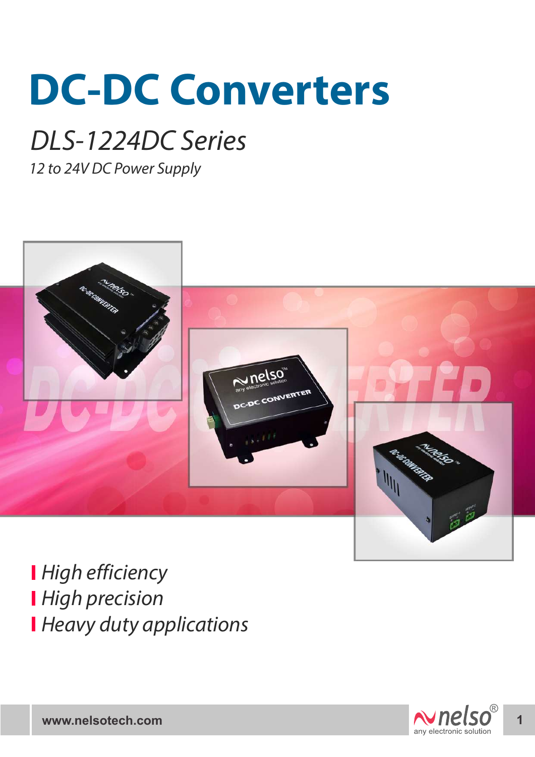# DC-DC Converters

## *DLS-1224DC Series*

*12 to 24V DC Power Supply*

- *High efficiency*
- *High precision*
- *Heavy duty applications*

www.nelsotech.com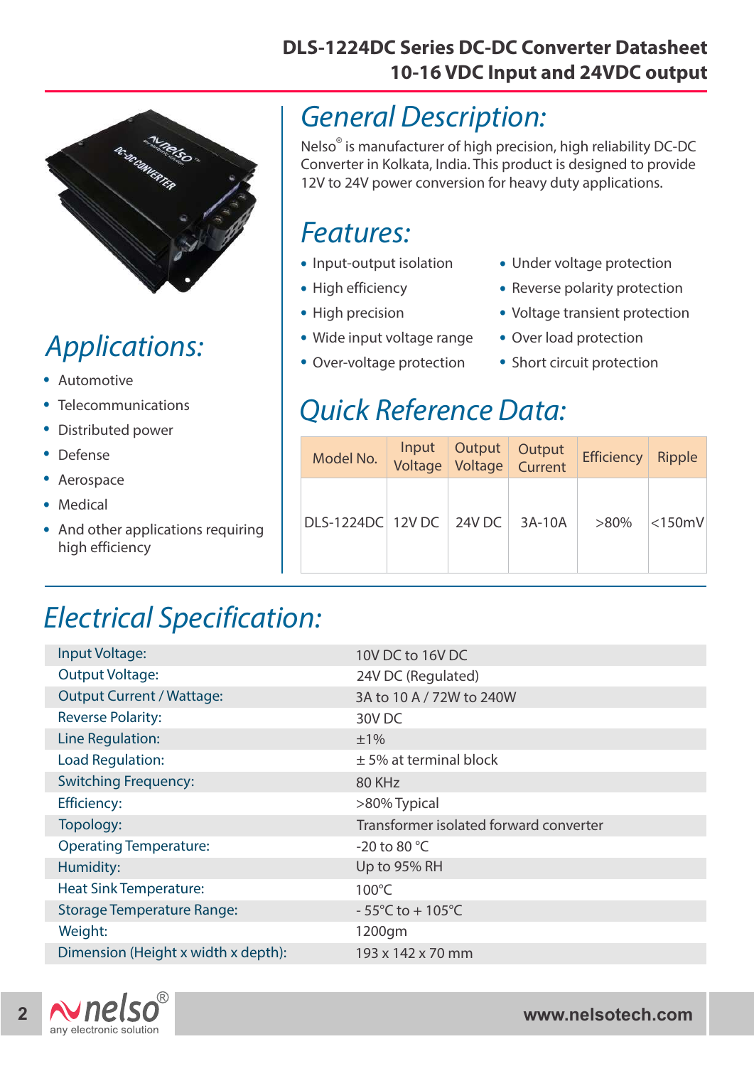# DLS-1224DC Series DC-DC Converter Datasheet
## 10-16 VDC Input and 24VDC output

## General Description:

Nelso® is manufacturer of high precision, high reliability DC-DC Converter in Kolkata, India. This product is designed to provide 12V to 24V power conversion for heavy duty applications.

## Features:

- Input-output isolation
- High efficiency
- High precision
- Wide input voltage range
- Over-voltage protection
- Under voltage protection
- Reverse polarity protection
- Voltage transient protection
- Over load protection
- Short circuit protection

## Applications:

- Automotive
- Telecommunications
- Distributed power
- Defense
- Aerospace
- Medical
- And other applications requiring high efficiency

## Quick Reference Data:

| Model No. | Input Voltage | Output Voltage | Output Current | Efficiency | Ripple |
|---|---|---|---|---|---|
| DLS-1224DC | 12V DC | 24V DC | 3A-10A | >80% | <150mV |

## Electrical Specification:

| | |
|---|---|
| Input Voltage: | 10V DC to 16V DC |
| Output Voltage: | 24V DC (Regulated) |
| Output Current / Wattage: | 3A to 10 A / 72W to 240W |
| Reverse Polarity: | 30V DC |
| Line Regulation: | ±1% |
| Load Regulation: | ± 5% at terminal block |
| Switching Frequency: | 80 KHz |
| Efficiency: | >80% Typical |
| Topology: | Transformer isolated forward converter |
| Operating Temperature: | -20 to 80 °C |
| Humidity: | Up to 95% RH |
| Heat Sink Temperature: | 100°C |
| Storage Temperature Range: | - 55°C to + 105°C |
| Weight: | 1200gm |
| Dimension (Height x width x depth): | 193 x 142 x 70 mm |

nelso® any electronic solution

www.nelsotech.com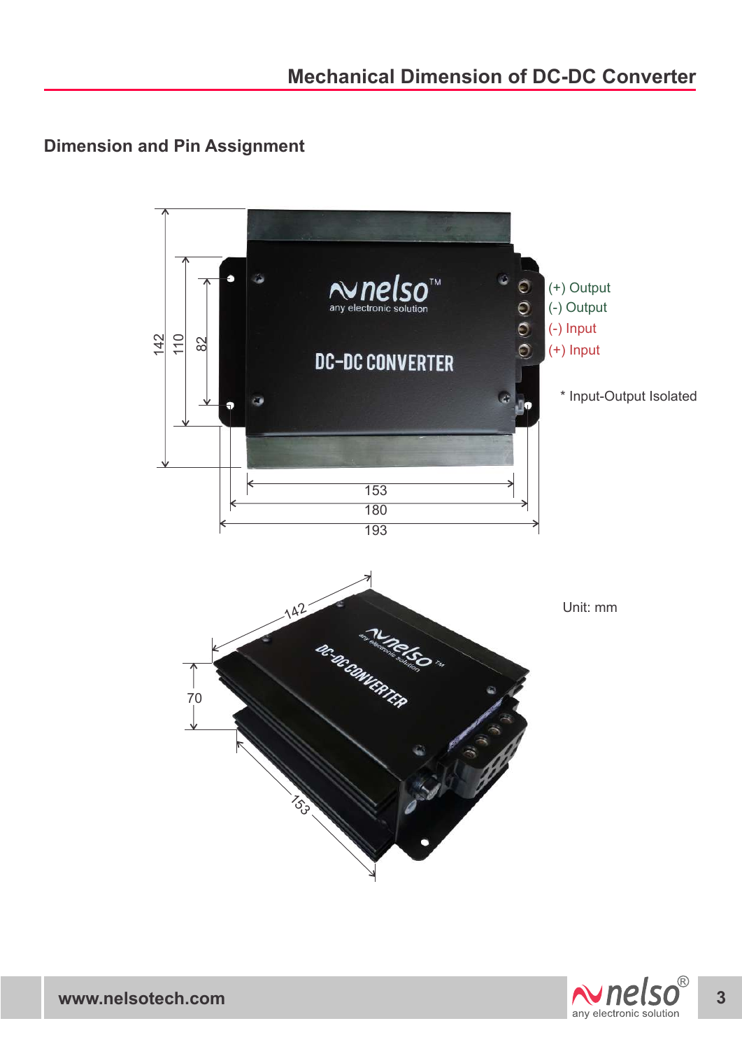# Mechanical Dimension of DC-DC Converter

## Dimension and Pin Assignment

(+) Output
(-) Output
(-) Input
(+) Input

* Input-Output Isolated

142
110
82
153
180
193

142
70
153

Unit: mm